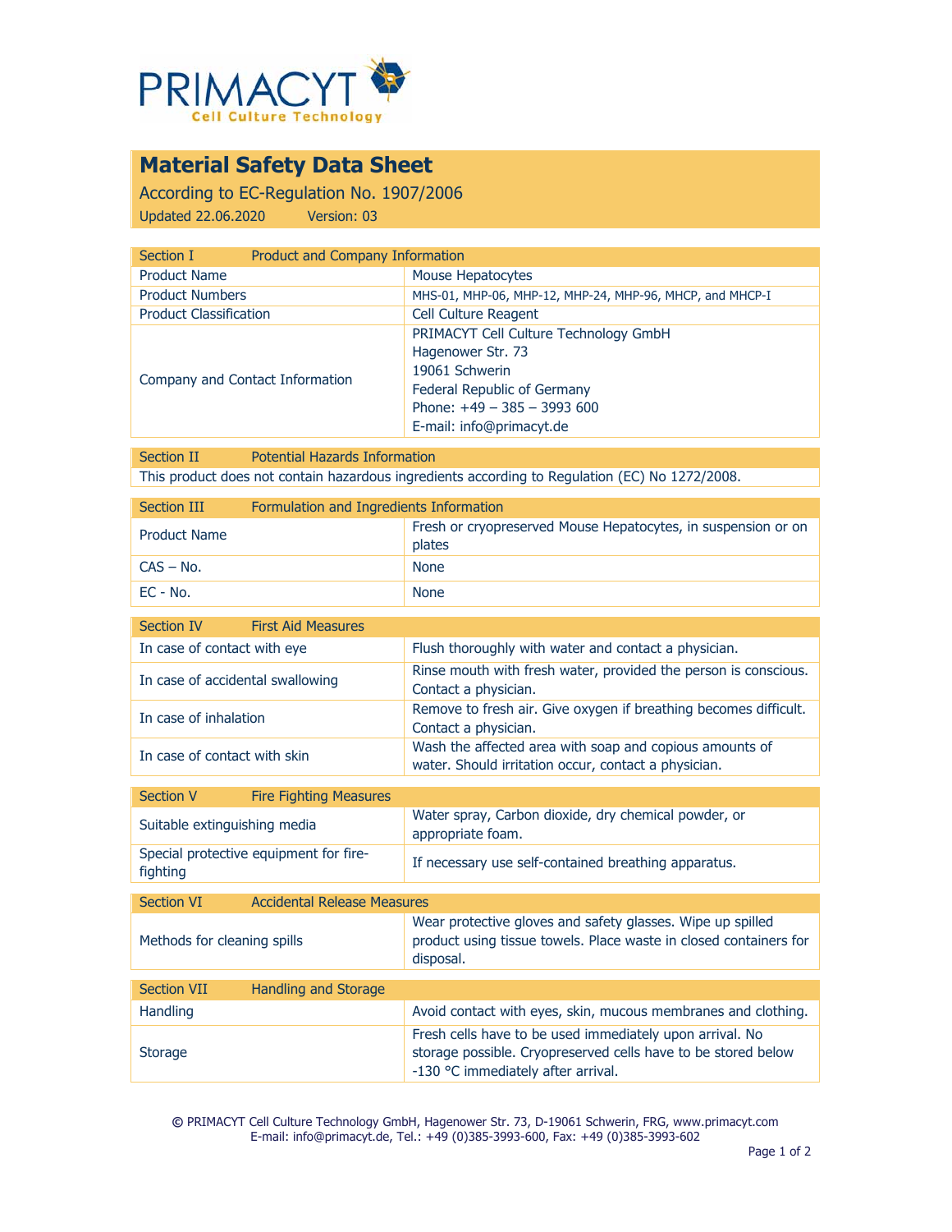PRIMACYT
Cell Culture Technology

# Material Safety Data Sheet

According to EC-Regulation No. 1907/2006

Updated 22.06.2020 Version: 03

| Section I | Product and Company Information |
|---|---|
| Product Name | Mouse Hepatocytes |
| Product Numbers | MHS-01, MHP-06, MHP-12, MHP-24, MHP-96, MHCP, and MHCP-I |
| Product Classification | Cell Culture Reagent |
| Company and Contact Information | PRIMACYT Cell Culture Technology GmbH<br>Hagenower Str. 73<br>19061 Schwerin<br>Federal Republic of Germany<br>Phone: +49 – 385 – 3993 600<br>E-mail: info@primacyt.de |

| Section II | Potential Hazards Information |
|---|---|
| This product does not contain hazardous ingredients according to Regulation (EC) No 1272/2008. | |

| Section III | Formulation and Ingredients Information |
|---|---|
| Product Name | Fresh or cryopreserved Mouse Hepatocytes, in suspension or on plates |
| CAS – No. | None |
| EC - No. | None |

| Section IV | First Aid Measures |
|---|---|
| In case of contact with eye | Flush thoroughly with water and contact a physician. |
| In case of accidental swallowing | Rinse mouth with fresh water, provided the person is conscious. Contact a physician. |
| In case of inhalation | Remove to fresh air. Give oxygen if breathing becomes difficult. Contact a physician. |
| In case of contact with skin | Wash the affected area with soap and copious amounts of water. Should irritation occur, contact a physician. |

| Section V | Fire Fighting Measures |
|---|---|
| Suitable extinguishing media | Water spray, Carbon dioxide, dry chemical powder, or appropriate foam. |
| Special protective equipment for fire-fighting | If necessary use self-contained breathing apparatus. |

| Section VI | Accidental Release Measures |
|---|---|
| Methods for cleaning spills | Wear protective gloves and safety glasses. Wipe up spilled product using tissue towels. Place waste in closed containers for disposal. |

| Section VII | Handling and Storage |
|---|---|
| Handling | Avoid contact with eyes, skin, mucous membranes and clothing. |
| Storage | Fresh cells have to be used immediately upon arrival. No storage possible. Cryopreserved cells have to be stored below -130 °C immediately after arrival. |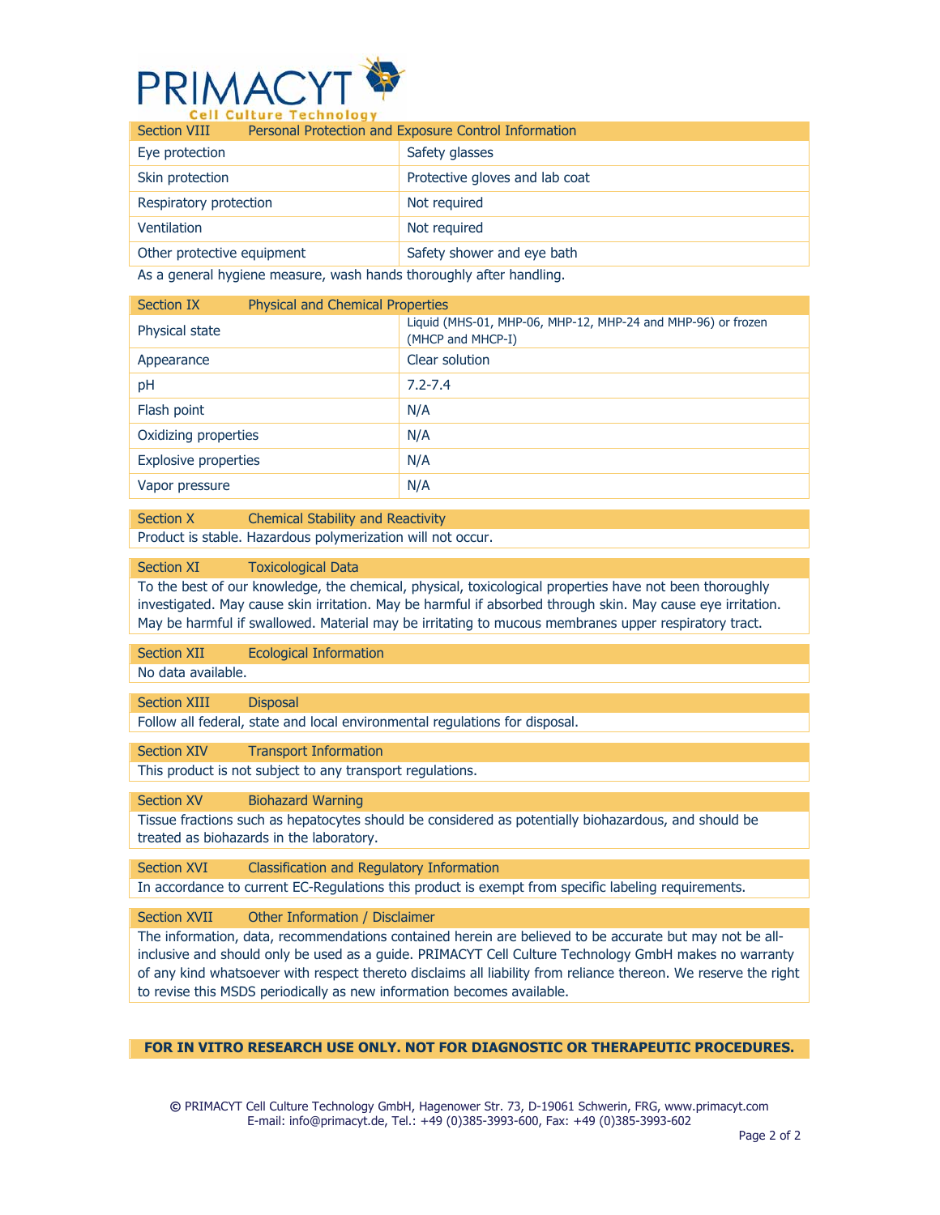PRIMACYT
Cell Culture Technology

| Section VIII | Personal Protection and Exposure Control Information |
|---|---|
| Eye protection | Safety glasses |
| Skin protection | Protective gloves and lab coat |
| Respiratory protection | Not required |
| Ventilation | Not required |
| Other protective equipment | Safety shower and eye bath |

As a general hygiene measure, wash hands thoroughly after handling.

| Section IX | Physical and Chemical Properties |
|---|---|
| Physical state | Liquid (MHS-01, MHP-06, MHP-12, MHP-24 and MHP-96) or frozen (MHCP and MHCP-I) |
| Appearance | Clear solution |
| pH | 7.2-7.4 |
| Flash point | N/A |
| Oxidizing properties | N/A |
| Explosive properties | N/A |
| Vapor pressure | N/A |

## Section X Chemical Stability and Reactivity

Product is stable. Hazardous polymerization will not occur.

## Section XI Toxicological Data

To the best of our knowledge, the chemical, physical, toxicological properties have not been thoroughly investigated. May cause skin irritation. May be harmful if absorbed through skin. May cause eye irritation. May be harmful if swallowed. Material may be irritating to mucous membranes upper respiratory tract.

## Section XII Ecological Information

No data available.

## Section XIII Disposal

Follow all federal, state and local environmental regulations for disposal.

## Section XIV Transport Information

This product is not subject to any transport regulations.

## Section XV Biohazard Warning

Tissue fractions such as hepatocytes should be considered as potentially biohazardous, and should be treated as biohazards in the laboratory.

## Section XVI Classification and Regulatory Information

In accordance to current EC-Regulations this product is exempt from specific labeling requirements.

## Section XVII Other Information / Disclaimer

The information, data, recommendations contained herein are believed to be accurate but may not be all-inclusive and should only be used as a guide. PRIMACYT Cell Culture Technology GmbH makes no warranty of any kind whatsoever with respect thereto disclaims all liability from reliance thereon. We reserve the right to revise this MSDS periodically as new information becomes available.

**FOR IN VITRO RESEARCH USE ONLY. NOT FOR DIAGNOSTIC OR THERAPEUTIC PROCEDURES.**

© PRIMACYT Cell Culture Technology GmbH, Hagenower Str. 73, D-19061 Schwerin, FRG, www.primacyt.com
E-mail: info@primacyt.de, Tel.: +49 (0)385-3993-600, Fax: +49 (0)385-3993-602